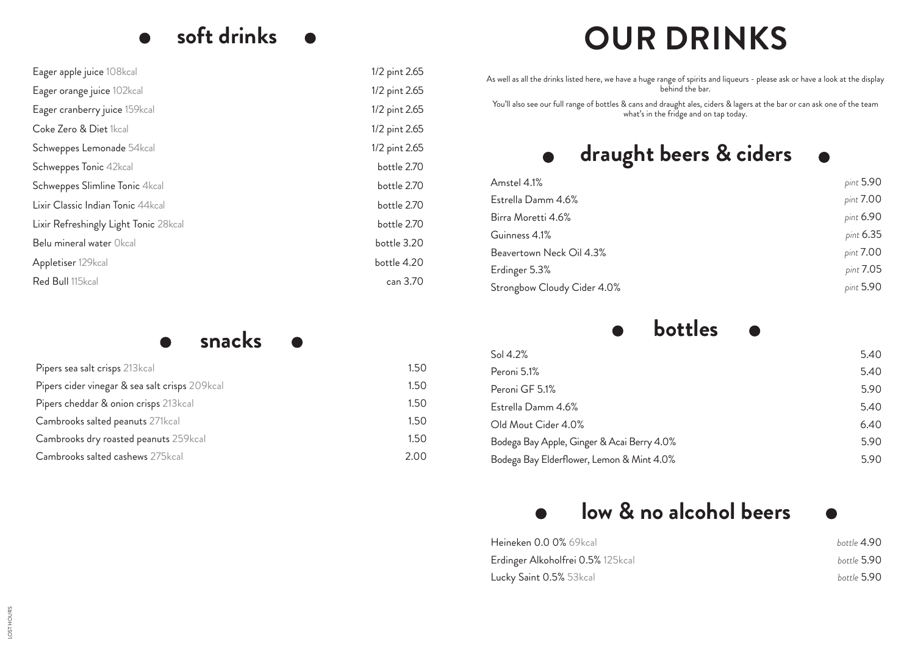# OUR DRINKS

As well as all the drinks listed here, we have a huge range of spirits and liqueurs - please ask or have a look at the display behind the bar.

You'll also see our full range of bottles & cans and draught ales, ciders & lagers at the bar or can ask one of the team what's in the fridge and on tap today.

## soft drinks

| Drink | Price |
|---|---|
| Eager apple juice 108kcal | 1/2 pint 2.65 |
| Eager orange juice 102kcal | 1/2 pint 2.65 |
| Eager cranberry juice 159kcal | 1/2 pint 2.65 |
| Coke Zero & Diet 1kcal | 1/2 pint 2.65 |
| Schweppes Lemonade 54kcal | 1/2 pint 2.65 |
| Schweppes Tonic 42kcal | bottle 2.70 |
| Schweppes Slimline Tonic 4kcal | bottle 2.70 |
| Lixir Classic Indian Tonic 44kcal | bottle 2.70 |
| Lixir Refreshingly Light Tonic 28kcal | bottle 2.70 |
| Belu mineral water 0kcal | bottle 3.20 |
| Appletiser 129kcal | bottle 4.20 |
| Red Bull 115kcal | can 3.70 |

## snacks

| Snack | Price |
|---|---|
| Pipers sea salt crisps 213kcal | 1.50 |
| Pipers cider vinegar & sea salt crisps 209kcal | 1.50 |
| Pipers cheddar & onion crisps 213kcal | 1.50 |
| Cambrooks salted peanuts 271kcal | 1.50 |
| Cambrooks dry roasted peanuts 259kcal | 1.50 |
| Cambrooks salted cashews 275kcal | 2.00 |

## draught beers & ciders

| Drink | Price |
|---|---|
| Amstel 4.1% | *pint* 5.90 |
| Estrella Damm 4.6% | *pint* 7.00 |
| Birra Moretti 4.6% | *pint* 6.90 |
| Guinness 4.1% | *pint* 6.35 |
| Beavertown Neck Oil 4.3% | *pint* 7.00 |
| Erdinger 5.3% | *pint* 7.05 |
| Strongbow Cloudy Cider 4.0% | *pint* 5.90 |

## bottles

| Drink | Price |
|---|---|
| Sol 4.2% | 5.40 |
| Peroni 5.1% | 5.40 |
| Peroni GF 5.1% | 5.90 |
| Estrella Damm 4.6% | 5.40 |
| Old Mout Cider 4.0% | 6.40 |
| Bodega Bay Apple, Ginger & Acai Berry 4.0% | 5.90 |
| Bodega Bay Elderflower, Lemon & Mint 4.0% | 5.90 |

## low & no alcohol beers

| Drink | Price |
|---|---|
| Heineken 0.0 0% 69kcal | *bottle* 4.90 |
| Erdinger Alkoholfrei 0.5% 125kcal | *bottle* 5.90 |
| Lucky Saint 0.5% 53kcal | *bottle* 5.90 |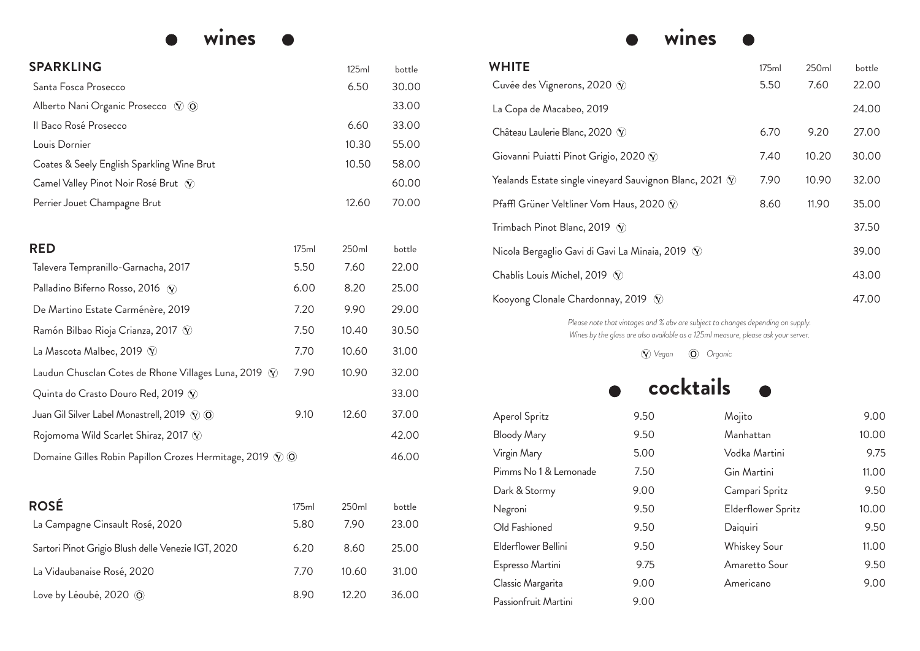# wines

## SPARKLING

| | 125ml | bottle |
|---|---|---|
| Santa Fosca Prosecco | 6.50 | 30.00 |
| Alberto Nani Organic Prosecco (V) (O) | | 33.00 |
| Il Baco Rosé Prosecco | 6.60 | 33.00 |
| Louis Dornier | 10.30 | 55.00 |
| Coates & Seely English Sparkling Wine Brut | 10.50 | 58.00 |
| Camel Valley Pinot Noir Rosé Brut (V) | | 60.00 |
| Perrier Jouet Champagne Brut | 12.60 | 70.00 |

## RED

| | 175ml | 250ml | bottle |
|---|---|---|---|
| Talevera Tempranillo-Garnacha, 2017 | 5.50 | 7.60 | 22.00 |
| Palladino Biferno Rosso, 2016 (V) | 6.00 | 8.20 | 25.00 |
| De Martino Estate Carménère, 2019 | 7.20 | 9.90 | 29.00 |
| Ramón Bilbao Rioja Crianza, 2017 (V) | 7.50 | 10.40 | 30.50 |
| La Mascota Malbec, 2019 (V) | 7.70 | 10.60 | 31.00 |
| Laudun Chusclan Cotes de Rhone Villages Luna, 2019 (V) | 7.90 | 10.90 | 32.00 |
| Quinta do Crasto Douro Red, 2019 (V) | | | 33.00 |
| Juan Gil Silver Label Monastrell, 2019 (V) (O) | 9.10 | 12.60 | 37.00 |
| Rojomoma Wild Scarlet Shiraz, 2017 (V) | | | 42.00 |
| Domaine Gilles Robin Papillon Crozes Hermitage, 2019 (V) (O) | | | 46.00 |

## ROSÉ

| | 175ml | 250ml | bottle |
|---|---|---|---|
| La Campagne Cinsault Rosé, 2020 | 5.80 | 7.90 | 23.00 |
| Sartori Pinot Grigio Blush delle Venezie IGT, 2020 | 6.20 | 8.60 | 25.00 |
| La Vidaubanaise Rosé, 2020 | 7.70 | 10.60 | 31.00 |
| Love by Léoubé, 2020 (O) | 8.90 | 12.20 | 36.00 |

# wines

## WHITE

| | 175ml | 250ml | bottle |
|---|---|---|---|
| Cuvée des Vignerons, 2020 (V) | 5.50 | 7.60 | 22.00 |
| La Copa de Macabeo, 2019 | | | 24.00 |
| Château Laulerie Blanc, 2020 (V) | 6.70 | 9.20 | 27.00 |
| Giovanni Puiatti Pinot Grigio, 2020 (V) | 7.40 | 10.20 | 30.00 |
| Yealands Estate single vineyard Sauvignon Blanc, 2021 (V) | 7.90 | 10.90 | 32.00 |
| Pfaffl Grüner Veltliner Vom Haus, 2020 (V) | 8.60 | 11.90 | 35.00 |
| Trimbach Pinot Blanc, 2019 (V) | | | 37.50 |
| Nicola Bergaglio Gavi di Gavi La Minaia, 2019 (V) | | | 39.00 |
| Chablis Louis Michel, 2019 (V) | | | 43.00 |
| Kooyong Clonale Chardonnay, 2019 (V) | | | 47.00 |

*Please note that vintages and % abv are subject to changes depending on supply.*
*Wines by the glass are also available as a 125ml measure, please ask your server.*

(V) *Vegan* (O) *Organic*

# cocktails

| | |
|---|---|
| Aperol Spritz | 9.50 |
| Bloody Mary | 9.50 |
| Virgin Mary | 5.00 |
| Pimms No 1 & Lemonade | 7.50 |
| Dark & Stormy | 9.00 |
| Negroni | 9.50 |
| Old Fashioned | 9.50 |
| Elderflower Bellini | 9.50 |
| Espresso Martini | 9.75 |
| Classic Margarita | 9.00 |
| Passionfruit Martini | 9.00 |
| Mojito | 9.00 |
| Manhattan | 10.00 |
| Vodka Martini | 9.75 |
| Gin Martini | 11.00 |
| Campari Spritz | 9.50 |
| Elderflower Spritz | 10.00 |
| Daiquiri | 9.50 |
| Whiskey Sour | 11.00 |
| Amaretto Sour | 9.50 |
| Americano | 9.00 |